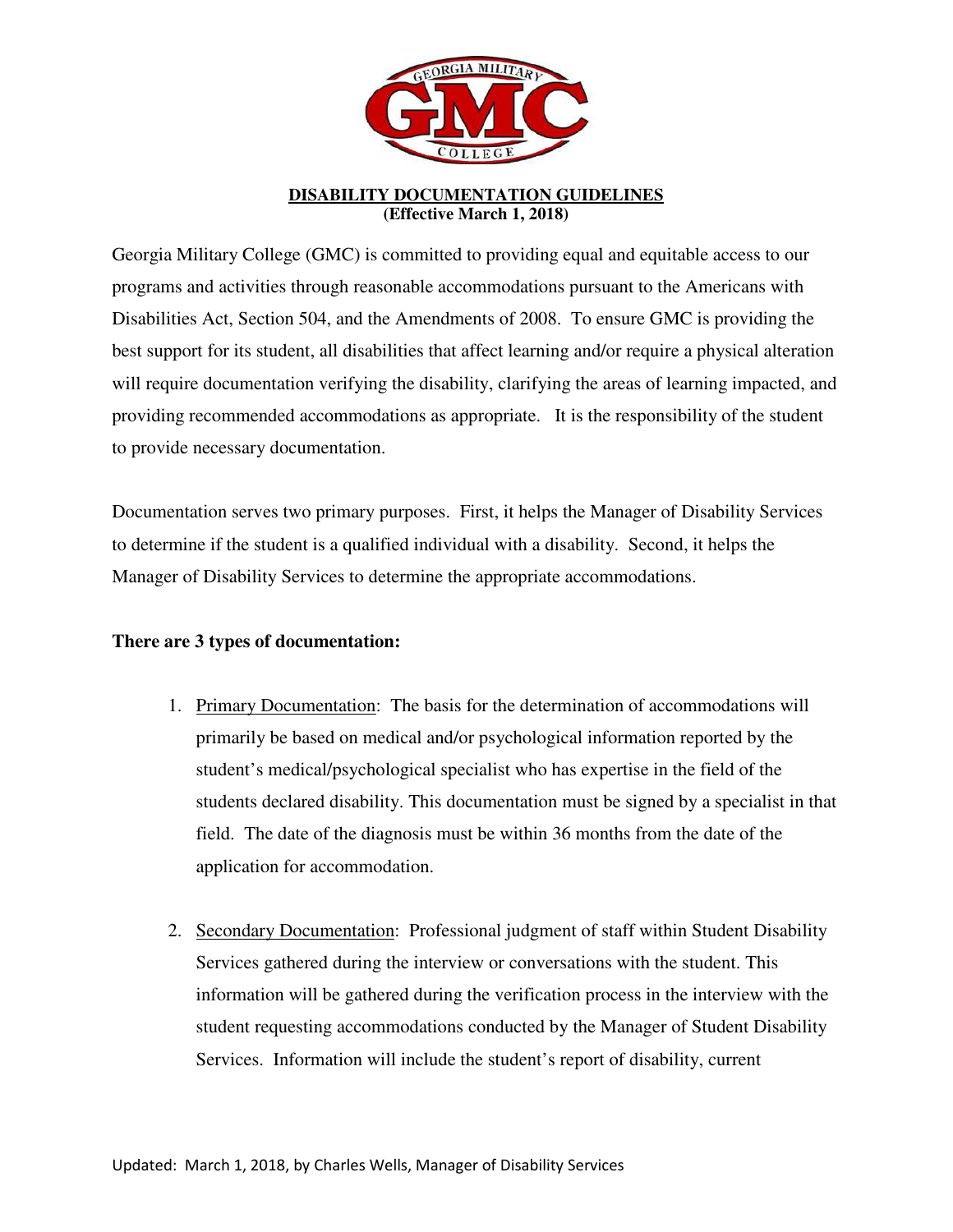**DISABILITY DOCUMENTATION GUIDELINES**
**(Effective March 1, 2018)**

Georgia Military College (GMC) is committed to providing equal and equitable access to our programs and activities through reasonable accommodations pursuant to the Americans with Disabilities Act, Section 504, and the Amendments of 2008. To ensure GMC is providing the best support for its student, all disabilities that affect learning and/or require a physical alteration will require documentation verifying the disability, clarifying the areas of learning impacted, and providing recommended accommodations as appropriate. It is the responsibility of the student to provide necessary documentation.

Documentation serves two primary purposes. First, it helps the Manager of Disability Services to determine if the student is a qualified individual with a disability. Second, it helps the Manager of Disability Services to determine the appropriate accommodations.

**There are 3 types of documentation:**

1. Primary Documentation: The basis for the determination of accommodations will primarily be based on medical and/or psychological information reported by the student's medical/psychological specialist who has expertise in the field of the students declared disability. This documentation must be signed by a specialist in that field. The date of the diagnosis must be within 36 months from the date of the application for accommodation.

2. Secondary Documentation: Professional judgment of staff within Student Disability Services gathered during the interview or conversations with the student. This information will be gathered during the verification process in the interview with the student requesting accommodations conducted by the Manager of Student Disability Services. Information will include the student's report of disability, current

Updated: March 1, 2018, by Charles Wells, Manager of Disability Services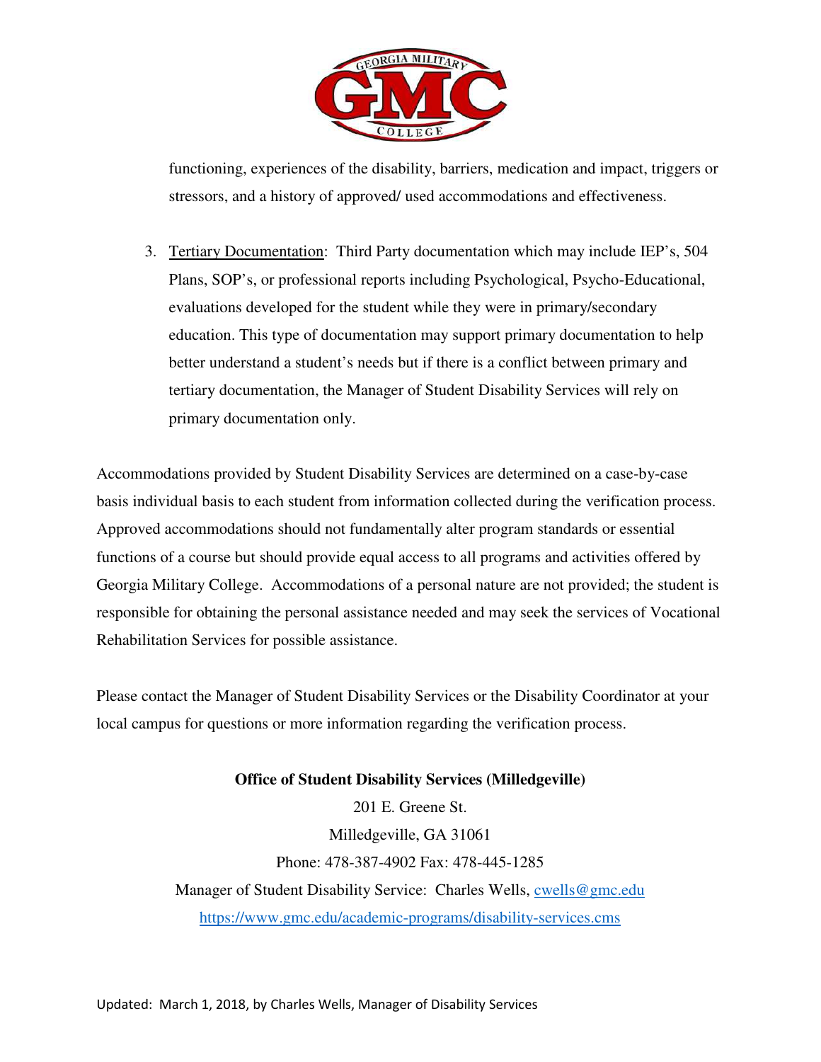functioning, experiences of the disability, barriers, medication and impact, triggers or stressors, and a history of approved/ used accommodations and effectiveness.

3. Tertiary Documentation: Third Party documentation which may include IEP's, 504 Plans, SOP's, or professional reports including Psychological, Psycho-Educational, evaluations developed for the student while they were in primary/secondary education. This type of documentation may support primary documentation to help better understand a student's needs but if there is a conflict between primary and tertiary documentation, the Manager of Student Disability Services will rely on primary documentation only.

Accommodations provided by Student Disability Services are determined on a case-by-case basis individual basis to each student from information collected during the verification process. Approved accommodations should not fundamentally alter program standards or essential functions of a course but should provide equal access to all programs and activities offered by Georgia Military College. Accommodations of a personal nature are not provided; the student is responsible for obtaining the personal assistance needed and may seek the services of Vocational Rehabilitation Services for possible assistance.

Please contact the Manager of Student Disability Services or the Disability Coordinator at your local campus for questions or more information regarding the verification process.

**Office of Student Disability Services (Milledgeville)**

201 E. Greene St.

Milledgeville, GA 31061

Phone: 478-387-4902 Fax: 478-445-1285

Manager of Student Disability Service: Charles Wells, cwells@gmc.edu

https://www.gmc.edu/academic-programs/disability-services.cms

Updated: March 1, 2018, by Charles Wells, Manager of Disability Services